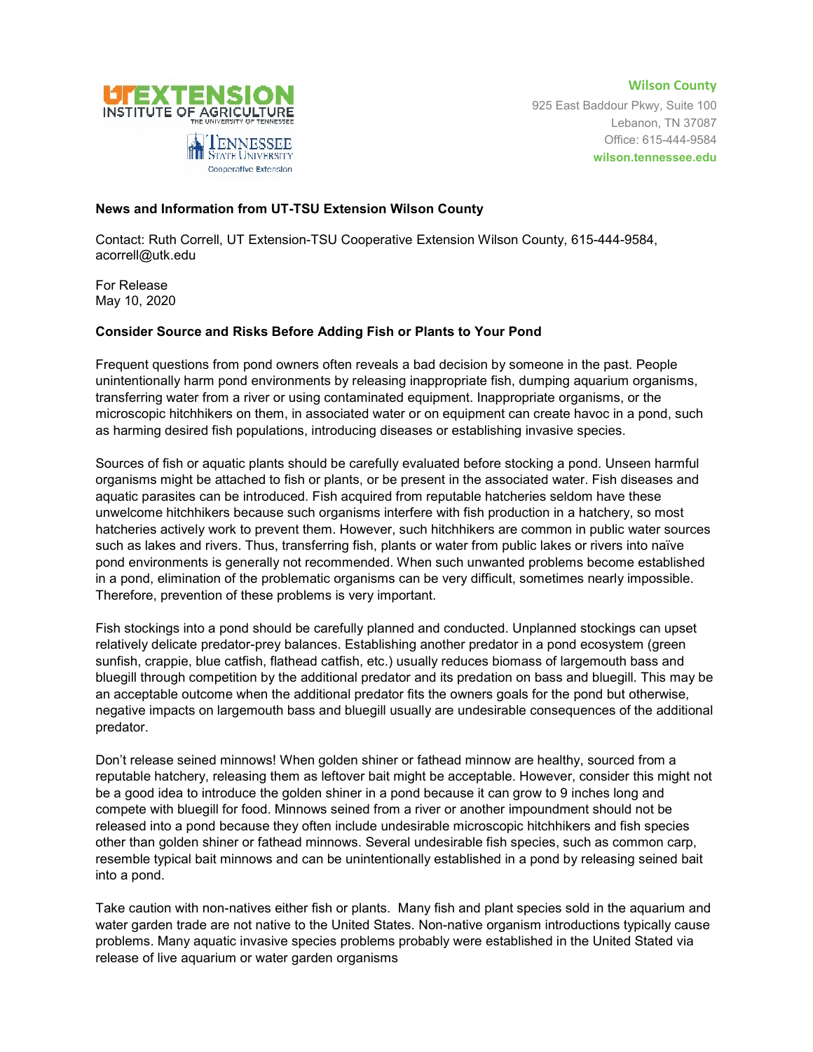**UT EXTENSION**
INSTITUTE OF AGRICULTURE
THE UNIVERSITY OF TENNESSEE

TENNESSEE STATE UNIVERSITY
Cooperative Extension

**Wilson County**
925 East Baddour Pkwy, Suite 100
Lebanon, TN 37087
Office: 615-444-9584
**wilson.tennessee.edu**

**News and Information from UT-TSU Extension Wilson County**

Contact: Ruth Correll, UT Extension-TSU Cooperative Extension Wilson County, 615-444-9584, acorrell@utk.edu

For Release
May 10, 2020

**Consider Source and Risks Before Adding Fish or Plants to Your Pond**

Frequent questions from pond owners often reveals a bad decision by someone in the past. People unintentionally harm pond environments by releasing inappropriate fish, dumping aquarium organisms, transferring water from a river or using contaminated equipment. Inappropriate organisms, or the microscopic hitchhikers on them, in associated water or on equipment can create havoc in a pond, such as harming desired fish populations, introducing diseases or establishing invasive species.

Sources of fish or aquatic plants should be carefully evaluated before stocking a pond. Unseen harmful organisms might be attached to fish or plants, or be present in the associated water. Fish diseases and aquatic parasites can be introduced. Fish acquired from reputable hatcheries seldom have these unwelcome hitchhikers because such organisms interfere with fish production in a hatchery, so most hatcheries actively work to prevent them. However, such hitchhikers are common in public water sources such as lakes and rivers. Thus, transferring fish, plants or water from public lakes or rivers into naïve pond environments is generally not recommended. When such unwanted problems become established in a pond, elimination of the problematic organisms can be very difficult, sometimes nearly impossible. Therefore, prevention of these problems is very important.

Fish stockings into a pond should be carefully planned and conducted. Unplanned stockings can upset relatively delicate predator-prey balances. Establishing another predator in a pond ecosystem (green sunfish, crappie, blue catfish, flathead catfish, etc.) usually reduces biomass of largemouth bass and bluegill through competition by the additional predator and its predation on bass and bluegill. This may be an acceptable outcome when the additional predator fits the owners goals for the pond but otherwise, negative impacts on largemouth bass and bluegill usually are undesirable consequences of the additional predator.

Don't release seined minnows! When golden shiner or fathead minnow are healthy, sourced from a reputable hatchery, releasing them as leftover bait might be acceptable. However, consider this might not be a good idea to introduce the golden shiner in a pond because it can grow to 9 inches long and compete with bluegill for food. Minnows seined from a river or another impoundment should not be released into a pond because they often include undesirable microscopic hitchhikers and fish species other than golden shiner or fathead minnows. Several undesirable fish species, such as common carp, resemble typical bait minnows and can be unintentionally established in a pond by releasing seined bait into a pond.

Take caution with non-natives either fish or plants. Many fish and plant species sold in the aquarium and water garden trade are not native to the United States. Non-native organism introductions typically cause problems. Many aquatic invasive species problems probably were established in the United Stated via release of live aquarium or water garden organisms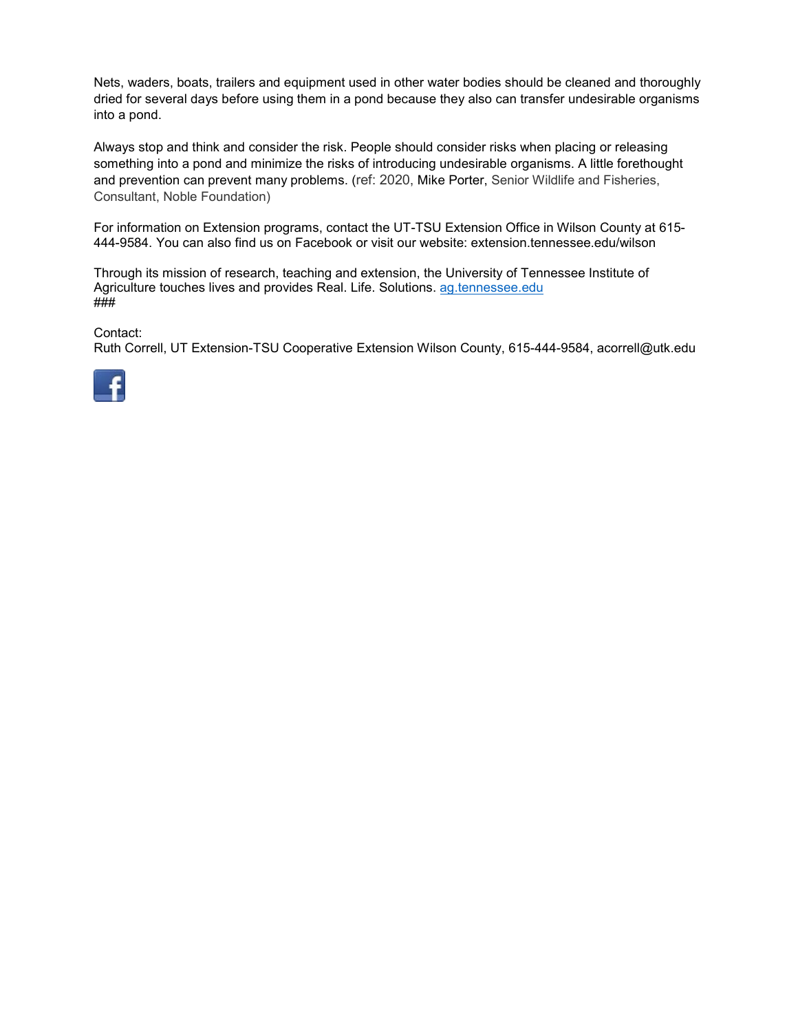Nets, waders, boats, trailers and equipment used in other water bodies should be cleaned and thoroughly dried for several days before using them in a pond because they also can transfer undesirable organisms into a pond.

Always stop and think and consider the risk. People should consider risks when placing or releasing something into a pond and minimize the risks of introducing undesirable organisms. A little forethought and prevention can prevent many problems. (ref: 2020, Mike Porter, Senior Wildlife and Fisheries, Consultant, Noble Foundation)

For information on Extension programs, contact the UT-TSU Extension Office in Wilson County at 615-444-9584. You can also find us on Facebook or visit our website: extension.tennessee.edu/wilson

Through its mission of research, teaching and extension, the University of Tennessee Institute of Agriculture touches lives and provides Real. Life. Solutions. ag.tennessee.edu
###

Contact:
Ruth Correll, UT Extension-TSU Cooperative Extension Wilson County, 615-444-9584, acorrell@utk.edu